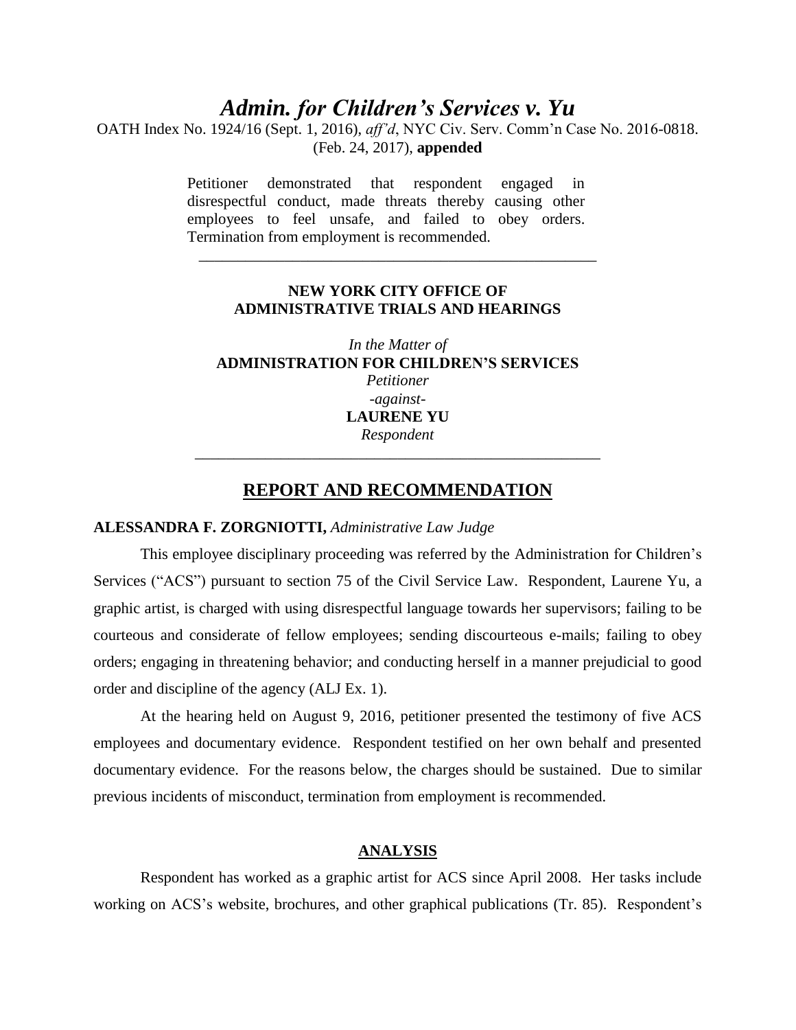# *Admin. for Children's Services v. Yu*

OATH Index No. 1924/16 (Sept. 1, 2016), *aff'd*, NYC Civ. Serv. Comm'n Case No. 2016-0818. (Feb. 24, 2017), **appended**

> Petitioner demonstrated that respondent engaged in disrespectful conduct, made threats thereby causing other employees to feel unsafe, and failed to obey orders. Termination from employment is recommended.

---

**NEW YORK CITY OFFICE OF ADMINISTRATIVE TRIALS AND HEARINGS**

*In the Matter of*
**ADMINISTRATION FOR CHILDREN'S SERVICES**
*Petitioner*
*-against-*
**LAURENE YU**
*Respondent*

---

## REPORT AND RECOMMENDATION

**ALESSANDRA F. ZORGNIOTTI,** *Administrative Law Judge*

This employee disciplinary proceeding was referred by the Administration for Children's Services ("ACS") pursuant to section 75 of the Civil Service Law. Respondent, Laurene Yu, a graphic artist, is charged with using disrespectful language towards her supervisors; failing to be courteous and considerate of fellow employees; sending discourteous e-mails; failing to obey orders; engaging in threatening behavior; and conducting herself in a manner prejudicial to good order and discipline of the agency (ALJ Ex. 1).

At the hearing held on August 9, 2016, petitioner presented the testimony of five ACS employees and documentary evidence. Respondent testified on her own behalf and presented documentary evidence. For the reasons below, the charges should be sustained. Due to similar previous incidents of misconduct, termination from employment is recommended.

### ANALYSIS

Respondent has worked as a graphic artist for ACS since April 2008. Her tasks include working on ACS's website, brochures, and other graphical publications (Tr. 85). Respondent's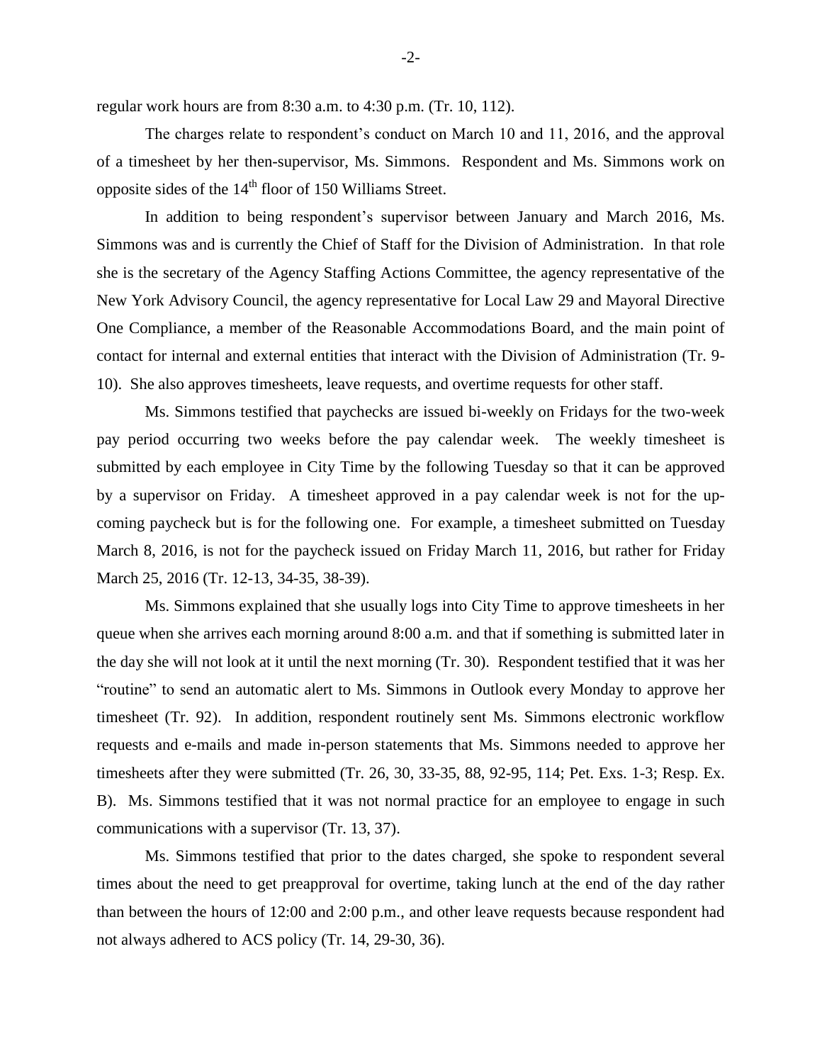regular work hours are from 8:30 a.m. to 4:30 p.m. (Tr. 10, 112).

The charges relate to respondent's conduct on March 10 and 11, 2016, and the approval of a timesheet by her then-supervisor, Ms. Simmons. Respondent and Ms. Simmons work on opposite sides of the 14th floor of 150 Williams Street.

In addition to being respondent's supervisor between January and March 2016, Ms. Simmons was and is currently the Chief of Staff for the Division of Administration. In that role she is the secretary of the Agency Staffing Actions Committee, the agency representative of the New York Advisory Council, the agency representative for Local Law 29 and Mayoral Directive One Compliance, a member of the Reasonable Accommodations Board, and the main point of contact for internal and external entities that interact with the Division of Administration (Tr. 9-10). She also approves timesheets, leave requests, and overtime requests for other staff.

Ms. Simmons testified that paychecks are issued bi-weekly on Fridays for the two-week pay period occurring two weeks before the pay calendar week. The weekly timesheet is submitted by each employee in City Time by the following Tuesday so that it can be approved by a supervisor on Friday. A timesheet approved in a pay calendar week is not for the up-coming paycheck but is for the following one. For example, a timesheet submitted on Tuesday March 8, 2016, is not for the paycheck issued on Friday March 11, 2016, but rather for Friday March 25, 2016 (Tr. 12-13, 34-35, 38-39).

Ms. Simmons explained that she usually logs into City Time to approve timesheets in her queue when she arrives each morning around 8:00 a.m. and that if something is submitted later in the day she will not look at it until the next morning (Tr. 30). Respondent testified that it was her "routine" to send an automatic alert to Ms. Simmons in Outlook every Monday to approve her timesheet (Tr. 92). In addition, respondent routinely sent Ms. Simmons electronic workflow requests and e-mails and made in-person statements that Ms. Simmons needed to approve her timesheets after they were submitted (Tr. 26, 30, 33-35, 88, 92-95, 114; Pet. Exs. 1-3; Resp. Ex. B). Ms. Simmons testified that it was not normal practice for an employee to engage in such communications with a supervisor (Tr. 13, 37).

Ms. Simmons testified that prior to the dates charged, she spoke to respondent several times about the need to get preapproval for overtime, taking lunch at the end of the day rather than between the hours of 12:00 and 2:00 p.m., and other leave requests because respondent had not always adhered to ACS policy (Tr. 14, 29-30, 36).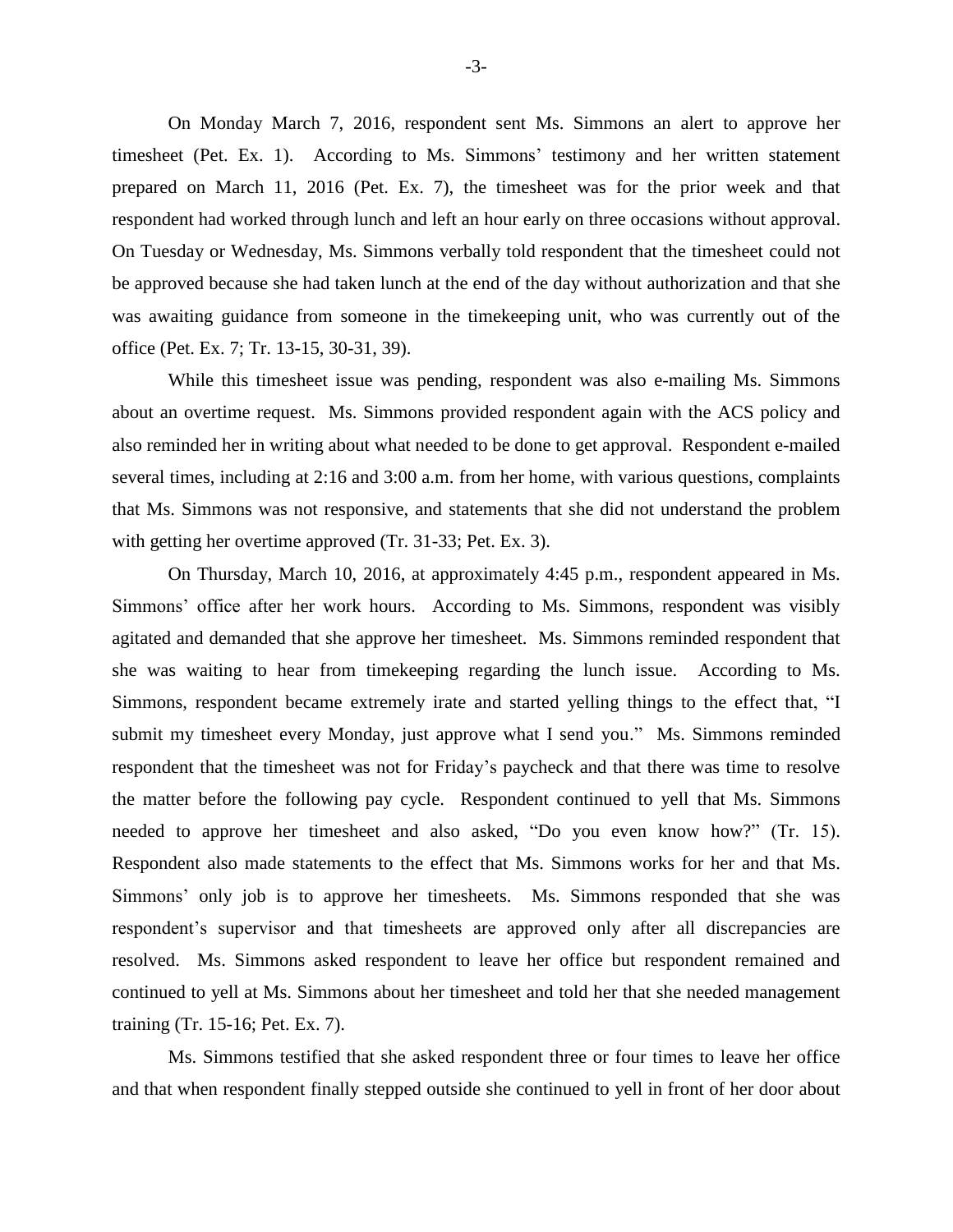On Monday March 7, 2016, respondent sent Ms. Simmons an alert to approve her timesheet (Pet. Ex. 1). According to Ms. Simmons' testimony and her written statement prepared on March 11, 2016 (Pet. Ex. 7), the timesheet was for the prior week and that respondent had worked through lunch and left an hour early on three occasions without approval. On Tuesday or Wednesday, Ms. Simmons verbally told respondent that the timesheet could not be approved because she had taken lunch at the end of the day without authorization and that she was awaiting guidance from someone in the timekeeping unit, who was currently out of the office (Pet. Ex. 7; Tr. 13-15, 30-31, 39).

While this timesheet issue was pending, respondent was also e-mailing Ms. Simmons about an overtime request. Ms. Simmons provided respondent again with the ACS policy and also reminded her in writing about what needed to be done to get approval. Respondent e-mailed several times, including at 2:16 and 3:00 a.m. from her home, with various questions, complaints that Ms. Simmons was not responsive, and statements that she did not understand the problem with getting her overtime approved (Tr. 31-33; Pet. Ex. 3).

On Thursday, March 10, 2016, at approximately 4:45 p.m., respondent appeared in Ms. Simmons' office after her work hours. According to Ms. Simmons, respondent was visibly agitated and demanded that she approve her timesheet. Ms. Simmons reminded respondent that she was waiting to hear from timekeeping regarding the lunch issue. According to Ms. Simmons, respondent became extremely irate and started yelling things to the effect that, "I submit my timesheet every Monday, just approve what I send you." Ms. Simmons reminded respondent that the timesheet was not for Friday's paycheck and that there was time to resolve the matter before the following pay cycle. Respondent continued to yell that Ms. Simmons needed to approve her timesheet and also asked, "Do you even know how?" (Tr. 15). Respondent also made statements to the effect that Ms. Simmons works for her and that Ms. Simmons' only job is to approve her timesheets. Ms. Simmons responded that she was respondent's supervisor and that timesheets are approved only after all discrepancies are resolved. Ms. Simmons asked respondent to leave her office but respondent remained and continued to yell at Ms. Simmons about her timesheet and told her that she needed management training (Tr. 15-16; Pet. Ex. 7).

Ms. Simmons testified that she asked respondent three or four times to leave her office and that when respondent finally stepped outside she continued to yell in front of her door about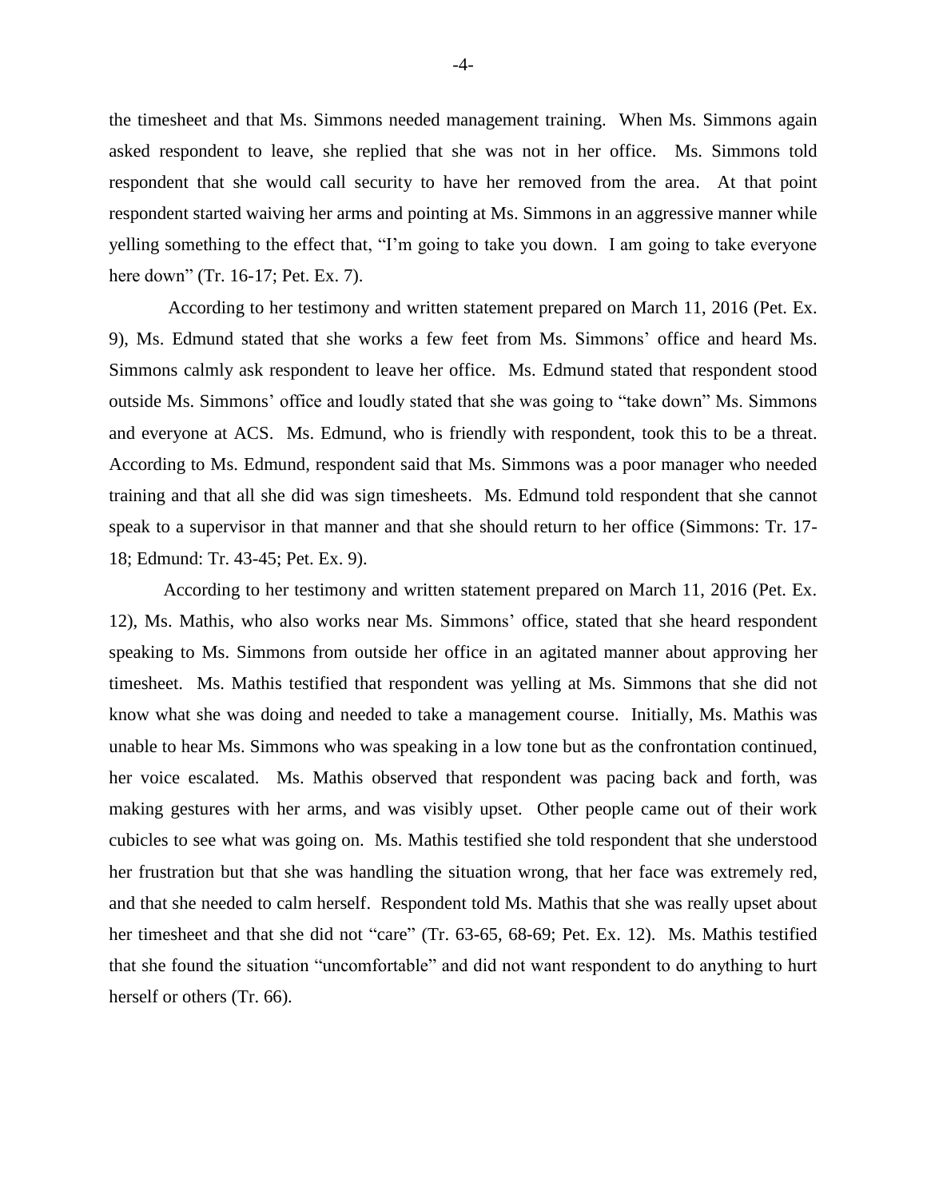the timesheet and that Ms. Simmons needed management training. When Ms. Simmons again asked respondent to leave, she replied that she was not in her office. Ms. Simmons told respondent that she would call security to have her removed from the area. At that point respondent started waiving her arms and pointing at Ms. Simmons in an aggressive manner while yelling something to the effect that, "I'm going to take you down. I am going to take everyone here down" (Tr. 16-17; Pet. Ex. 7).

According to her testimony and written statement prepared on March 11, 2016 (Pet. Ex. 9), Ms. Edmund stated that she works a few feet from Ms. Simmons' office and heard Ms. Simmons calmly ask respondent to leave her office. Ms. Edmund stated that respondent stood outside Ms. Simmons' office and loudly stated that she was going to "take down" Ms. Simmons and everyone at ACS. Ms. Edmund, who is friendly with respondent, took this to be a threat. According to Ms. Edmund, respondent said that Ms. Simmons was a poor manager who needed training and that all she did was sign timesheets. Ms. Edmund told respondent that she cannot speak to a supervisor in that manner and that she should return to her office (Simmons: Tr. 17-18; Edmund: Tr. 43-45; Pet. Ex. 9).

According to her testimony and written statement prepared on March 11, 2016 (Pet. Ex. 12), Ms. Mathis, who also works near Ms. Simmons' office, stated that she heard respondent speaking to Ms. Simmons from outside her office in an agitated manner about approving her timesheet. Ms. Mathis testified that respondent was yelling at Ms. Simmons that she did not know what she was doing and needed to take a management course. Initially, Ms. Mathis was unable to hear Ms. Simmons who was speaking in a low tone but as the confrontation continued, her voice escalated. Ms. Mathis observed that respondent was pacing back and forth, was making gestures with her arms, and was visibly upset. Other people came out of their work cubicles to see what was going on. Ms. Mathis testified she told respondent that she understood her frustration but that she was handling the situation wrong, that her face was extremely red, and that she needed to calm herself. Respondent told Ms. Mathis that she was really upset about her timesheet and that she did not "care" (Tr. 63-65, 68-69; Pet. Ex. 12). Ms. Mathis testified that she found the situation "uncomfortable" and did not want respondent to do anything to hurt herself or others (Tr. 66).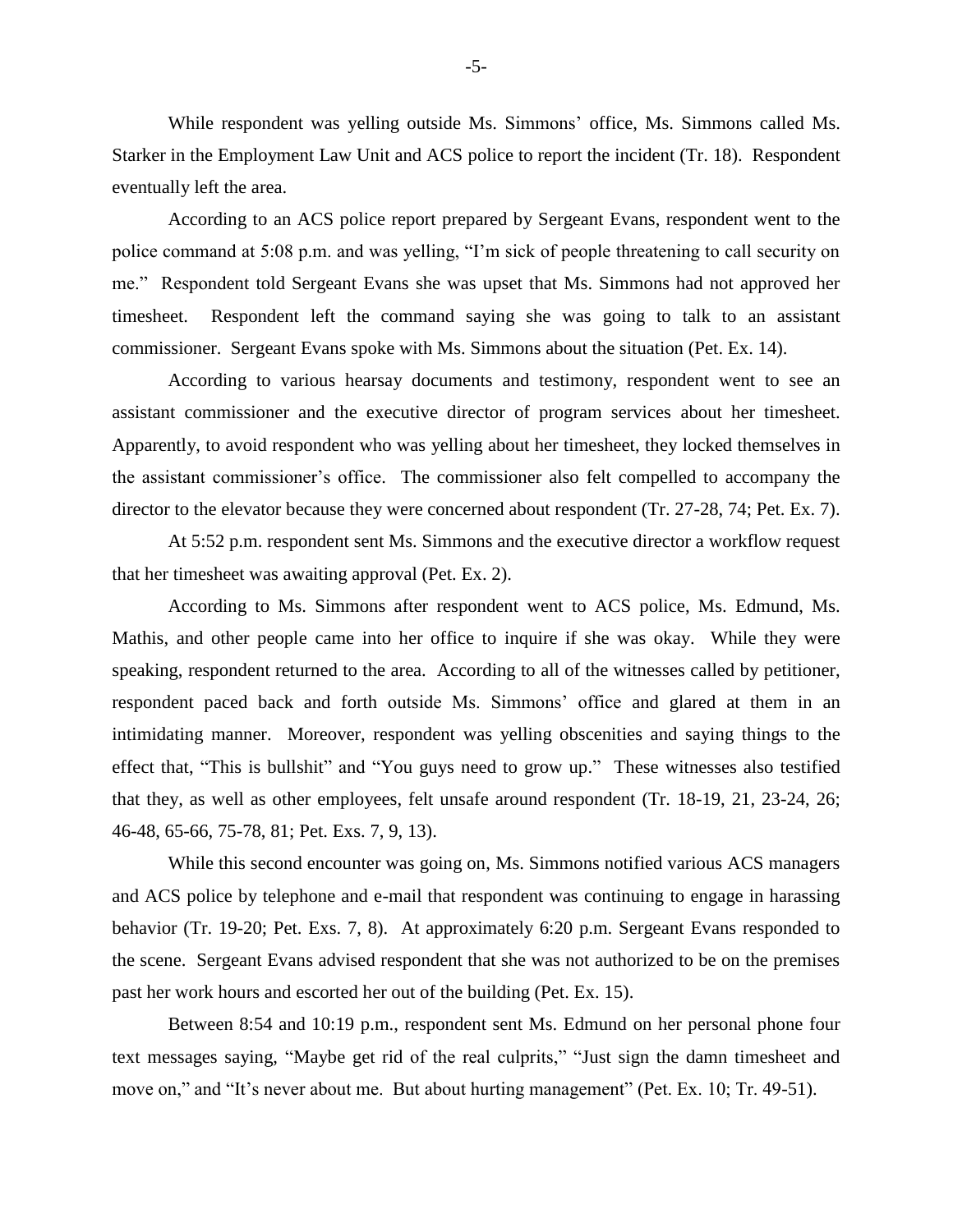While respondent was yelling outside Ms. Simmons' office, Ms. Simmons called Ms. Starker in the Employment Law Unit and ACS police to report the incident (Tr. 18). Respondent eventually left the area.

According to an ACS police report prepared by Sergeant Evans, respondent went to the police command at 5:08 p.m. and was yelling, "I'm sick of people threatening to call security on me." Respondent told Sergeant Evans she was upset that Ms. Simmons had not approved her timesheet. Respondent left the command saying she was going to talk to an assistant commissioner. Sergeant Evans spoke with Ms. Simmons about the situation (Pet. Ex. 14).

According to various hearsay documents and testimony, respondent went to see an assistant commissioner and the executive director of program services about her timesheet. Apparently, to avoid respondent who was yelling about her timesheet, they locked themselves in the assistant commissioner's office. The commissioner also felt compelled to accompany the director to the elevator because they were concerned about respondent (Tr. 27-28, 74; Pet. Ex. 7).

At 5:52 p.m. respondent sent Ms. Simmons and the executive director a workflow request that her timesheet was awaiting approval (Pet. Ex. 2).

According to Ms. Simmons after respondent went to ACS police, Ms. Edmund, Ms. Mathis, and other people came into her office to inquire if she was okay. While they were speaking, respondent returned to the area. According to all of the witnesses called by petitioner, respondent paced back and forth outside Ms. Simmons' office and glared at them in an intimidating manner. Moreover, respondent was yelling obscenities and saying things to the effect that, "This is bullshit" and "You guys need to grow up." These witnesses also testified that they, as well as other employees, felt unsafe around respondent (Tr. 18-19, 21, 23-24, 26; 46-48, 65-66, 75-78, 81; Pet. Exs. 7, 9, 13).

While this second encounter was going on, Ms. Simmons notified various ACS managers and ACS police by telephone and e-mail that respondent was continuing to engage in harassing behavior (Tr. 19-20; Pet. Exs. 7, 8). At approximately 6:20 p.m. Sergeant Evans responded to the scene. Sergeant Evans advised respondent that she was not authorized to be on the premises past her work hours and escorted her out of the building (Pet. Ex. 15).

Between 8:54 and 10:19 p.m., respondent sent Ms. Edmund on her personal phone four text messages saying, "Maybe get rid of the real culprits," "Just sign the damn timesheet and move on," and "It's never about me. But about hurting management" (Pet. Ex. 10; Tr. 49-51).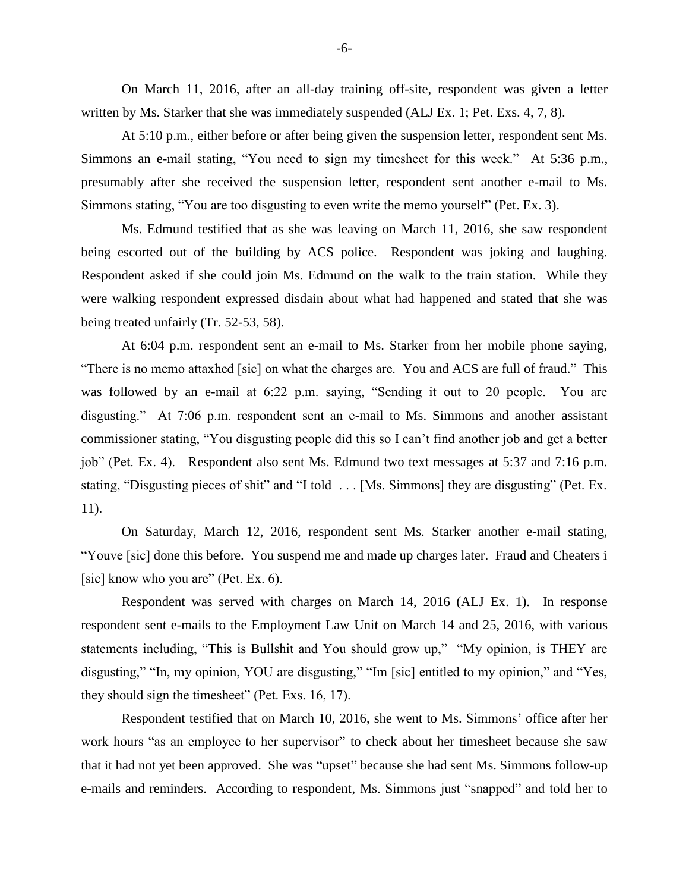On March 11, 2016, after an all-day training off-site, respondent was given a letter written by Ms. Starker that she was immediately suspended (ALJ Ex. 1; Pet. Exs. 4, 7, 8).

At 5:10 p.m., either before or after being given the suspension letter, respondent sent Ms. Simmons an e-mail stating, "You need to sign my timesheet for this week." At 5:36 p.m., presumably after she received the suspension letter, respondent sent another e-mail to Ms. Simmons stating, "You are too disgusting to even write the memo yourself" (Pet. Ex. 3).

Ms. Edmund testified that as she was leaving on March 11, 2016, she saw respondent being escorted out of the building by ACS police. Respondent was joking and laughing. Respondent asked if she could join Ms. Edmund on the walk to the train station. While they were walking respondent expressed disdain about what had happened and stated that she was being treated unfairly (Tr. 52-53, 58).

At 6:04 p.m. respondent sent an e-mail to Ms. Starker from her mobile phone saying, "There is no memo attaxhed [sic] on what the charges are. You and ACS are full of fraud." This was followed by an e-mail at 6:22 p.m. saying, "Sending it out to 20 people. You are disgusting." At 7:06 p.m. respondent sent an e-mail to Ms. Simmons and another assistant commissioner stating, "You disgusting people did this so I can't find another job and get a better job" (Pet. Ex. 4). Respondent also sent Ms. Edmund two text messages at 5:37 and 7:16 p.m. stating, "Disgusting pieces of shit" and "I told . . . [Ms. Simmons] they are disgusting" (Pet. Ex. 11).

On Saturday, March 12, 2016, respondent sent Ms. Starker another e-mail stating, "Youve [sic] done this before. You suspend me and made up charges later. Fraud and Cheaters i [sic] know who you are" (Pet. Ex. 6).

Respondent was served with charges on March 14, 2016 (ALJ Ex. 1). In response respondent sent e-mails to the Employment Law Unit on March 14 and 25, 2016, with various statements including, "This is Bullshit and You should grow up," "My opinion, is THEY are disgusting," "In, my opinion, YOU are disgusting," "Im [sic] entitled to my opinion," and "Yes, they should sign the timesheet" (Pet. Exs. 16, 17).

Respondent testified that on March 10, 2016, she went to Ms. Simmons' office after her work hours "as an employee to her supervisor" to check about her timesheet because she saw that it had not yet been approved. She was "upset" because she had sent Ms. Simmons follow-up e-mails and reminders. According to respondent, Ms. Simmons just "snapped" and told her to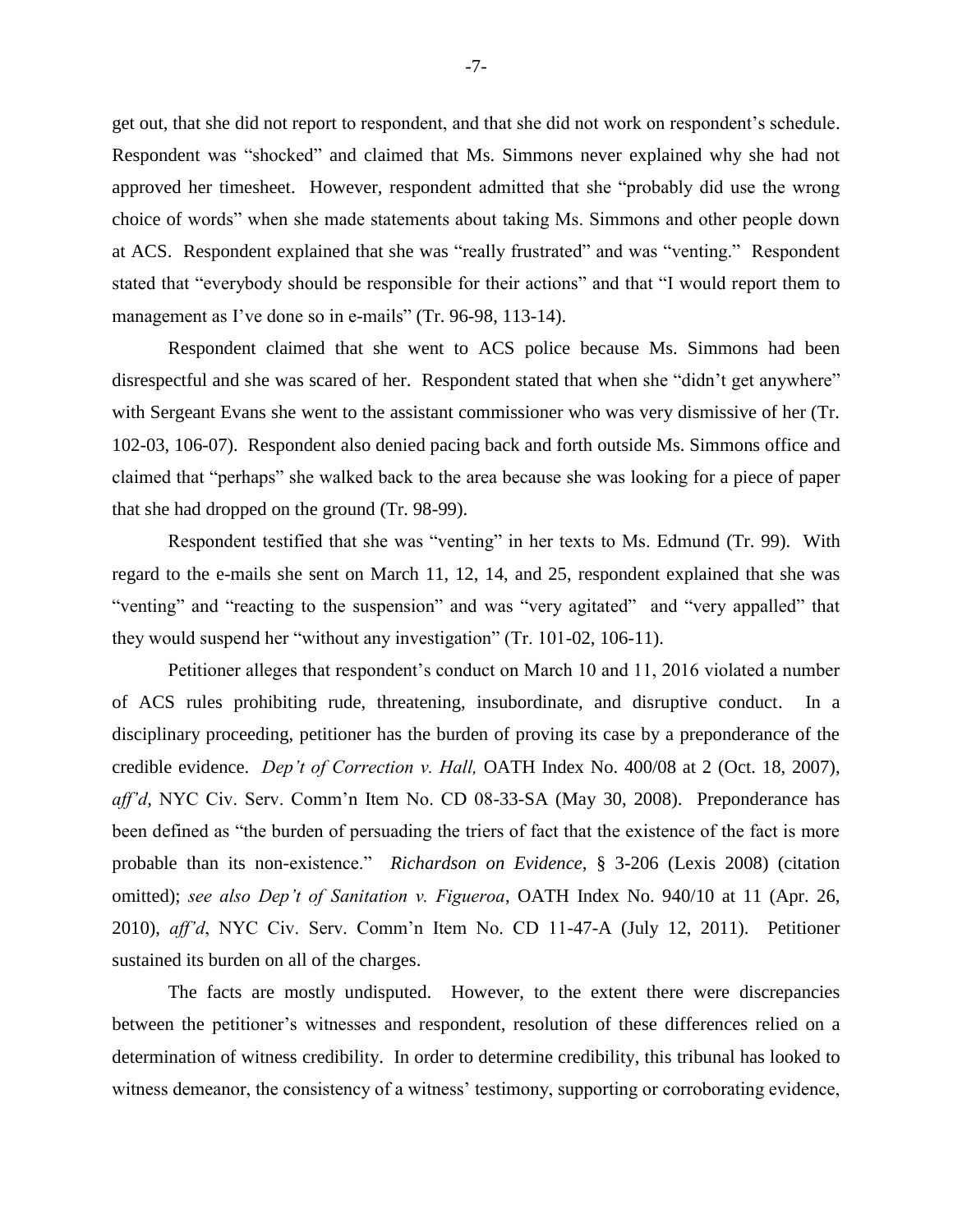get out, that she did not report to respondent, and that she did not work on respondent's schedule. Respondent was "shocked" and claimed that Ms. Simmons never explained why she had not approved her timesheet. However, respondent admitted that she "probably did use the wrong choice of words" when she made statements about taking Ms. Simmons and other people down at ACS. Respondent explained that she was "really frustrated" and was "venting." Respondent stated that "everybody should be responsible for their actions" and that "I would report them to management as I've done so in e-mails" (Tr. 96-98, 113-14).

Respondent claimed that she went to ACS police because Ms. Simmons had been disrespectful and she was scared of her. Respondent stated that when she "didn't get anywhere" with Sergeant Evans she went to the assistant commissioner who was very dismissive of her (Tr. 102-03, 106-07). Respondent also denied pacing back and forth outside Ms. Simmons office and claimed that "perhaps" she walked back to the area because she was looking for a piece of paper that she had dropped on the ground (Tr. 98-99).

Respondent testified that she was "venting" in her texts to Ms. Edmund (Tr. 99). With regard to the e-mails she sent on March 11, 12, 14, and 25, respondent explained that she was "venting" and "reacting to the suspension" and was "very agitated" and "very appalled" that they would suspend her "without any investigation" (Tr. 101-02, 106-11).

Petitioner alleges that respondent's conduct on March 10 and 11, 2016 violated a number of ACS rules prohibiting rude, threatening, insubordinate, and disruptive conduct. In a disciplinary proceeding, petitioner has the burden of proving its case by a preponderance of the credible evidence. *Dep't of Correction v. Hall,* OATH Index No. 400/08 at 2 (Oct. 18, 2007), *aff'd*, NYC Civ. Serv. Comm'n Item No. CD 08-33-SA (May 30, 2008). Preponderance has been defined as "the burden of persuading the triers of fact that the existence of the fact is more probable than its non-existence." *Richardson on Evidence*, § 3-206 (Lexis 2008) (citation omitted); *see also Dep't of Sanitation v. Figueroa*, OATH Index No. 940/10 at 11 (Apr. 26, 2010), *aff'd*, NYC Civ. Serv. Comm'n Item No. CD 11-47-A (July 12, 2011). Petitioner sustained its burden on all of the charges.

The facts are mostly undisputed. However, to the extent there were discrepancies between the petitioner's witnesses and respondent, resolution of these differences relied on a determination of witness credibility. In order to determine credibility, this tribunal has looked to witness demeanor, the consistency of a witness' testimony, supporting or corroborating evidence,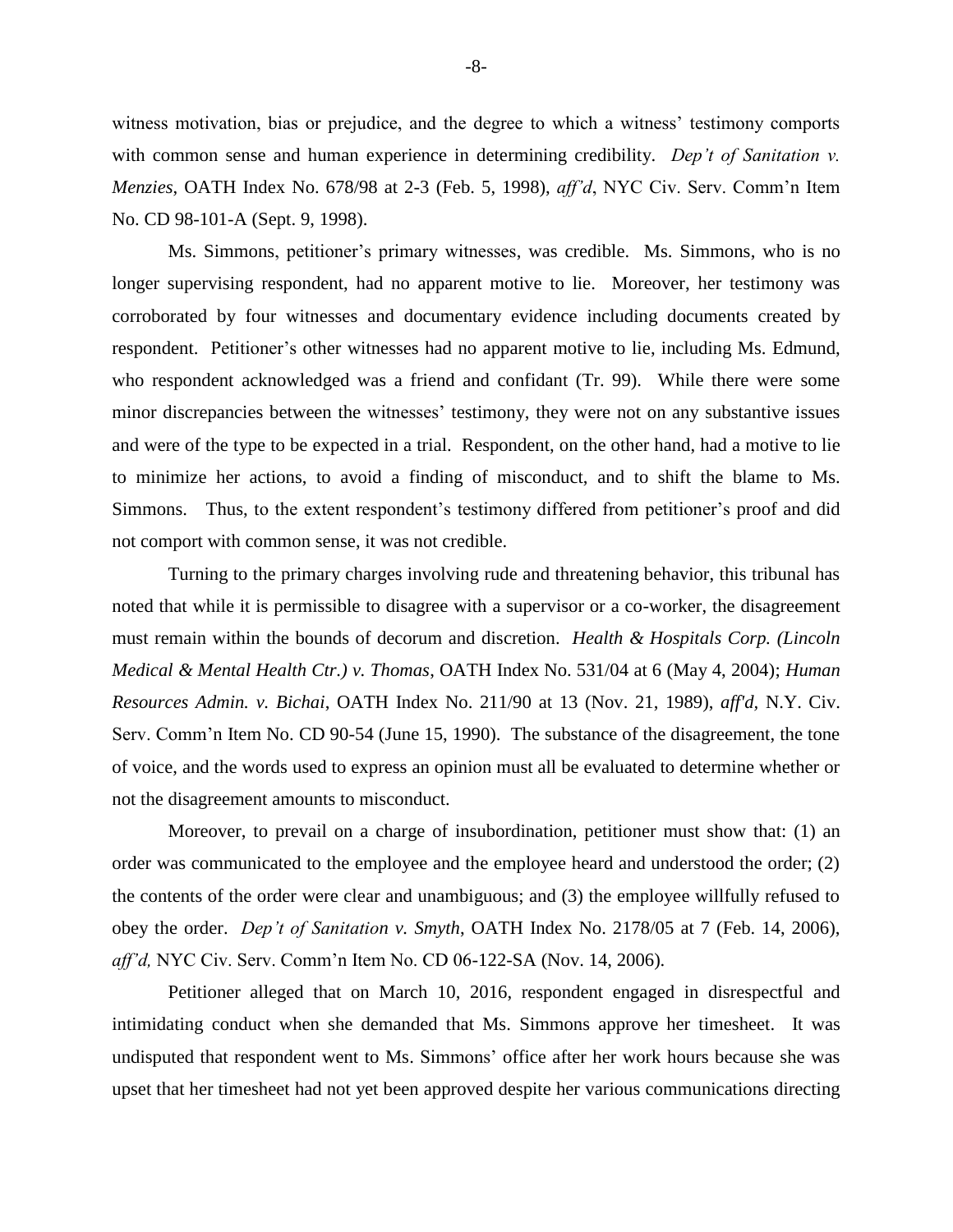witness motivation, bias or prejudice, and the degree to which a witness' testimony comports with common sense and human experience in determining credibility. *Dep't of Sanitation v. Menzies*, OATH Index No. 678/98 at 2-3 (Feb. 5, 1998), *aff'd*, NYC Civ. Serv. Comm'n Item No. CD 98-101-A (Sept. 9, 1998).

Ms. Simmons, petitioner's primary witnesses, was credible. Ms. Simmons, who is no longer supervising respondent, had no apparent motive to lie. Moreover, her testimony was corroborated by four witnesses and documentary evidence including documents created by respondent. Petitioner's other witnesses had no apparent motive to lie, including Ms. Edmund, who respondent acknowledged was a friend and confidant (Tr. 99). While there were some minor discrepancies between the witnesses' testimony, they were not on any substantive issues and were of the type to be expected in a trial. Respondent, on the other hand, had a motive to lie to minimize her actions, to avoid a finding of misconduct, and to shift the blame to Ms. Simmons. Thus, to the extent respondent's testimony differed from petitioner's proof and did not comport with common sense, it was not credible.

Turning to the primary charges involving rude and threatening behavior, this tribunal has noted that while it is permissible to disagree with a supervisor or a co-worker, the disagreement must remain within the bounds of decorum and discretion. *Health & Hospitals Corp. (Lincoln Medical & Mental Health Ctr.) v. Thomas*, OATH Index No. 531/04 at 6 (May 4, 2004); *Human Resources Admin. v. Bichai*, OATH Index No. 211/90 at 13 (Nov. 21, 1989), *aff'd*, N.Y. Civ. Serv. Comm'n Item No. CD 90-54 (June 15, 1990). The substance of the disagreement, the tone of voice, and the words used to express an opinion must all be evaluated to determine whether or not the disagreement amounts to misconduct.

Moreover, to prevail on a charge of insubordination, petitioner must show that: (1) an order was communicated to the employee and the employee heard and understood the order; (2) the contents of the order were clear and unambiguous; and (3) the employee willfully refused to obey the order. *Dep't of Sanitation v. Smyth*, OATH Index No. 2178/05 at 7 (Feb. 14, 2006), *aff'd,* NYC Civ. Serv. Comm'n Item No. CD 06-122-SA (Nov. 14, 2006).

Petitioner alleged that on March 10, 2016, respondent engaged in disrespectful and intimidating conduct when she demanded that Ms. Simmons approve her timesheet. It was undisputed that respondent went to Ms. Simmons' office after her work hours because she was upset that her timesheet had not yet been approved despite her various communications directing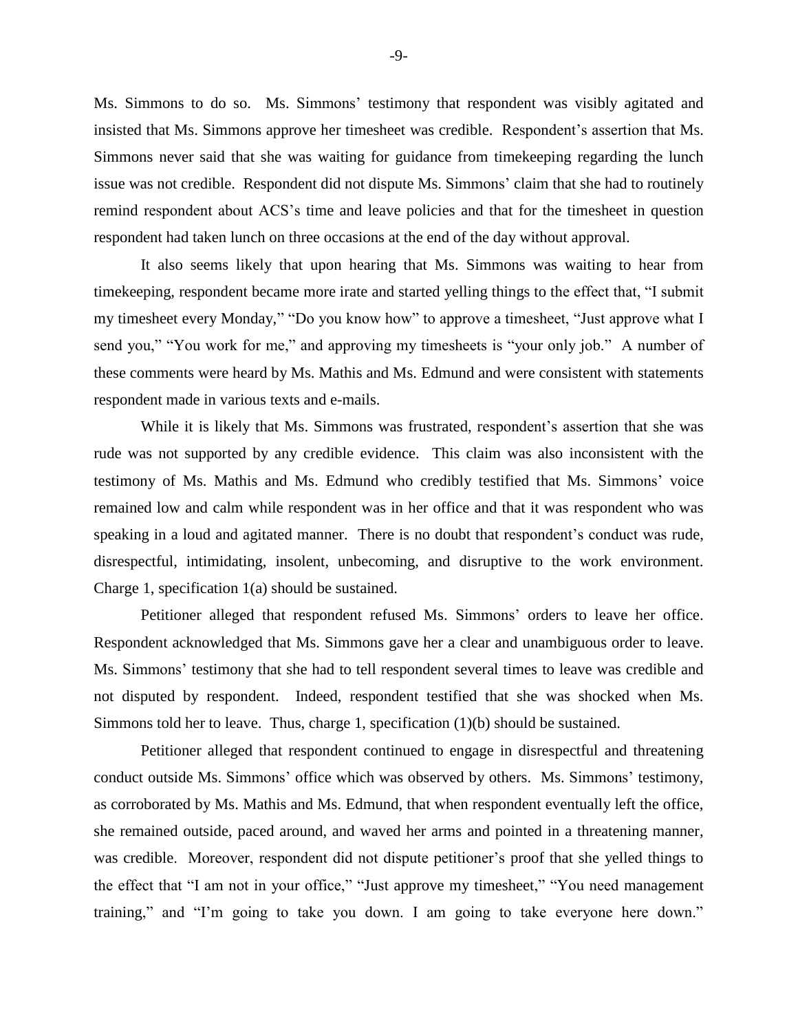Ms. Simmons to do so. Ms. Simmons' testimony that respondent was visibly agitated and insisted that Ms. Simmons approve her timesheet was credible. Respondent's assertion that Ms. Simmons never said that she was waiting for guidance from timekeeping regarding the lunch issue was not credible. Respondent did not dispute Ms. Simmons' claim that she had to routinely remind respondent about ACS's time and leave policies and that for the timesheet in question respondent had taken lunch on three occasions at the end of the day without approval.

It also seems likely that upon hearing that Ms. Simmons was waiting to hear from timekeeping, respondent became more irate and started yelling things to the effect that, "I submit my timesheet every Monday," "Do you know how" to approve a timesheet, "Just approve what I send you," "You work for me," and approving my timesheets is "your only job." A number of these comments were heard by Ms. Mathis and Ms. Edmund and were consistent with statements respondent made in various texts and e-mails.

While it is likely that Ms. Simmons was frustrated, respondent's assertion that she was rude was not supported by any credible evidence. This claim was also inconsistent with the testimony of Ms. Mathis and Ms. Edmund who credibly testified that Ms. Simmons' voice remained low and calm while respondent was in her office and that it was respondent who was speaking in a loud and agitated manner. There is no doubt that respondent's conduct was rude, disrespectful, intimidating, insolent, unbecoming, and disruptive to the work environment. Charge 1, specification 1(a) should be sustained.

Petitioner alleged that respondent refused Ms. Simmons' orders to leave her office. Respondent acknowledged that Ms. Simmons gave her a clear and unambiguous order to leave. Ms. Simmons' testimony that she had to tell respondent several times to leave was credible and not disputed by respondent. Indeed, respondent testified that she was shocked when Ms. Simmons told her to leave. Thus, charge 1, specification (1)(b) should be sustained.

Petitioner alleged that respondent continued to engage in disrespectful and threatening conduct outside Ms. Simmons' office which was observed by others. Ms. Simmons' testimony, as corroborated by Ms. Mathis and Ms. Edmund, that when respondent eventually left the office, she remained outside, paced around, and waved her arms and pointed in a threatening manner, was credible. Moreover, respondent did not dispute petitioner's proof that she yelled things to the effect that "I am not in your office," "Just approve my timesheet," "You need management training," and "I'm going to take you down. I am going to take everyone here down."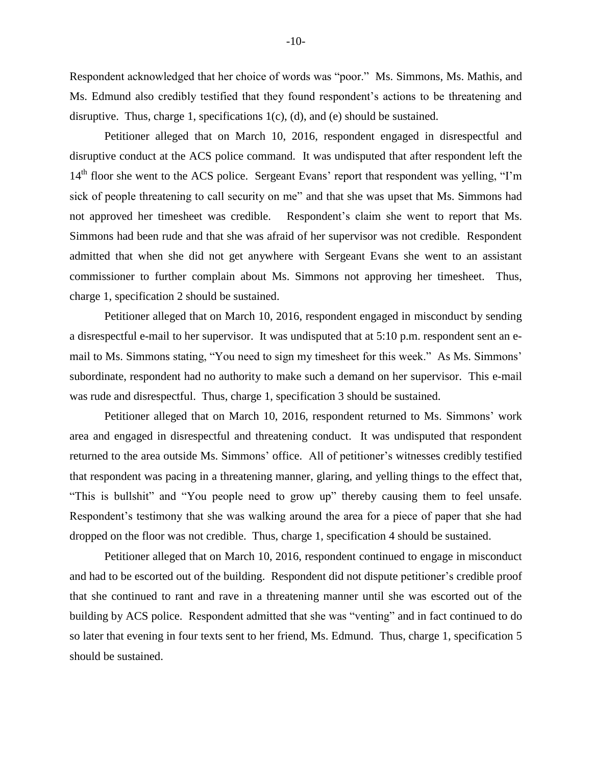Respondent acknowledged that her choice of words was "poor." Ms. Simmons, Ms. Mathis, and Ms. Edmund also credibly testified that they found respondent's actions to be threatening and disruptive. Thus, charge 1, specifications 1(c), (d), and (e) should be sustained.

Petitioner alleged that on March 10, 2016, respondent engaged in disrespectful and disruptive conduct at the ACS police command. It was undisputed that after respondent left the 14th floor she went to the ACS police. Sergeant Evans' report that respondent was yelling, "I'm sick of people threatening to call security on me" and that she was upset that Ms. Simmons had not approved her timesheet was credible. Respondent's claim she went to report that Ms. Simmons had been rude and that she was afraid of her supervisor was not credible. Respondent admitted that when she did not get anywhere with Sergeant Evans she went to an assistant commissioner to further complain about Ms. Simmons not approving her timesheet. Thus, charge 1, specification 2 should be sustained.

Petitioner alleged that on March 10, 2016, respondent engaged in misconduct by sending a disrespectful e-mail to her supervisor. It was undisputed that at 5:10 p.m. respondent sent an e-mail to Ms. Simmons stating, "You need to sign my timesheet for this week." As Ms. Simmons' subordinate, respondent had no authority to make such a demand on her supervisor. This e-mail was rude and disrespectful. Thus, charge 1, specification 3 should be sustained.

Petitioner alleged that on March 10, 2016, respondent returned to Ms. Simmons' work area and engaged in disrespectful and threatening conduct. It was undisputed that respondent returned to the area outside Ms. Simmons' office. All of petitioner's witnesses credibly testified that respondent was pacing in a threatening manner, glaring, and yelling things to the effect that, "This is bullshit" and "You people need to grow up" thereby causing them to feel unsafe. Respondent's testimony that she was walking around the area for a piece of paper that she had dropped on the floor was not credible. Thus, charge 1, specification 4 should be sustained.

Petitioner alleged that on March 10, 2016, respondent continued to engage in misconduct and had to be escorted out of the building. Respondent did not dispute petitioner's credible proof that she continued to rant and rave in a threatening manner until she was escorted out of the building by ACS police. Respondent admitted that she was "venting" and in fact continued to do so later that evening in four texts sent to her friend, Ms. Edmund. Thus, charge 1, specification 5 should be sustained.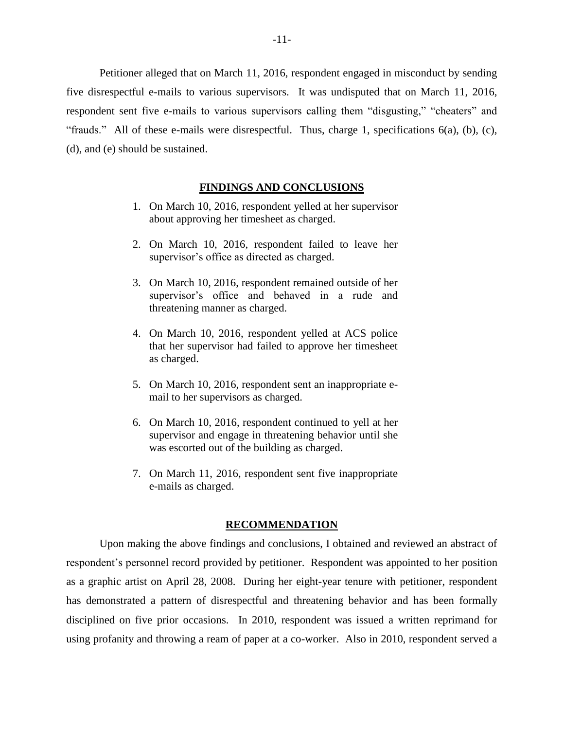Petitioner alleged that on March 11, 2016, respondent engaged in misconduct by sending five disrespectful e-mails to various supervisors. It was undisputed that on March 11, 2016, respondent sent five e-mails to various supervisors calling them "disgusting," "cheaters" and "frauds." All of these e-mails were disrespectful. Thus, charge 1, specifications 6(a), (b), (c), (d), and (e) should be sustained.

## FINDINGS AND CONCLUSIONS

1. On March 10, 2016, respondent yelled at her supervisor about approving her timesheet as charged.

2. On March 10, 2016, respondent failed to leave her supervisor's office as directed as charged.

3. On March 10, 2016, respondent remained outside of her supervisor's office and behaved in a rude and threatening manner as charged.

4. On March 10, 2016, respondent yelled at ACS police that her supervisor had failed to approve her timesheet as charged.

5. On March 10, 2016, respondent sent an inappropriate e-mail to her supervisors as charged.

6. On March 10, 2016, respondent continued to yell at her supervisor and engage in threatening behavior until she was escorted out of the building as charged.

7. On March 11, 2016, respondent sent five inappropriate e-mails as charged.

## RECOMMENDATION

Upon making the above findings and conclusions, I obtained and reviewed an abstract of respondent's personnel record provided by petitioner. Respondent was appointed to her position as a graphic artist on April 28, 2008. During her eight-year tenure with petitioner, respondent has demonstrated a pattern of disrespectful and threatening behavior and has been formally disciplined on five prior occasions. In 2010, respondent was issued a written reprimand for using profanity and throwing a ream of paper at a co-worker. Also in 2010, respondent served a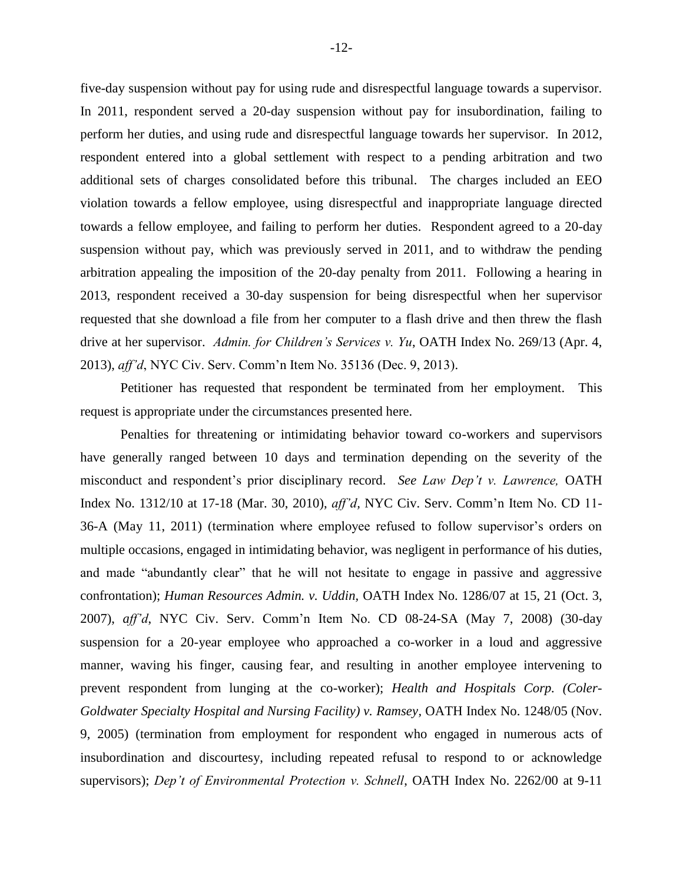five-day suspension without pay for using rude and disrespectful language towards a supervisor. In 2011, respondent served a 20-day suspension without pay for insubordination, failing to perform her duties, and using rude and disrespectful language towards her supervisor. In 2012, respondent entered into a global settlement with respect to a pending arbitration and two additional sets of charges consolidated before this tribunal. The charges included an EEO violation towards a fellow employee, using disrespectful and inappropriate language directed towards a fellow employee, and failing to perform her duties. Respondent agreed to a 20-day suspension without pay, which was previously served in 2011, and to withdraw the pending arbitration appealing the imposition of the 20-day penalty from 2011. Following a hearing in 2013, respondent received a 30-day suspension for being disrespectful when her supervisor requested that she download a file from her computer to a flash drive and then threw the flash drive at her supervisor. *Admin. for Children's Services v. Yu*, OATH Index No. 269/13 (Apr. 4, 2013), *aff'd*, NYC Civ. Serv. Comm'n Item No. 35136 (Dec. 9, 2013).

Petitioner has requested that respondent be terminated from her employment. This request is appropriate under the circumstances presented here.

Penalties for threatening or intimidating behavior toward co-workers and supervisors have generally ranged between 10 days and termination depending on the severity of the misconduct and respondent's prior disciplinary record. *See Law Dep't v. Lawrence,* OATH Index No. 1312/10 at 17-18 (Mar. 30, 2010), *aff'd*, NYC Civ. Serv. Comm'n Item No. CD 11-36-A (May 11, 2011) (termination where employee refused to follow supervisor's orders on multiple occasions, engaged in intimidating behavior, was negligent in performance of his duties, and made "abundantly clear" that he will not hesitate to engage in passive and aggressive confrontation); *Human Resources Admin. v. Uddin*, OATH Index No. 1286/07 at 15, 21 (Oct. 3, 2007), *aff'd*, NYC Civ. Serv. Comm'n Item No. CD 08-24-SA (May 7, 2008) (30-day suspension for a 20-year employee who approached a co-worker in a loud and aggressive manner, waving his finger, causing fear, and resulting in another employee intervening to prevent respondent from lunging at the co-worker); *Health and Hospitals Corp. (Coler-Goldwater Specialty Hospital and Nursing Facility) v. Ramsey,* OATH Index No. 1248/05 (Nov. 9, 2005) (termination from employment for respondent who engaged in numerous acts of insubordination and discourtesy, including repeated refusal to respond to or acknowledge supervisors); *Dep't of Environmental Protection v. Schnell*, OATH Index No. 2262/00 at 9-11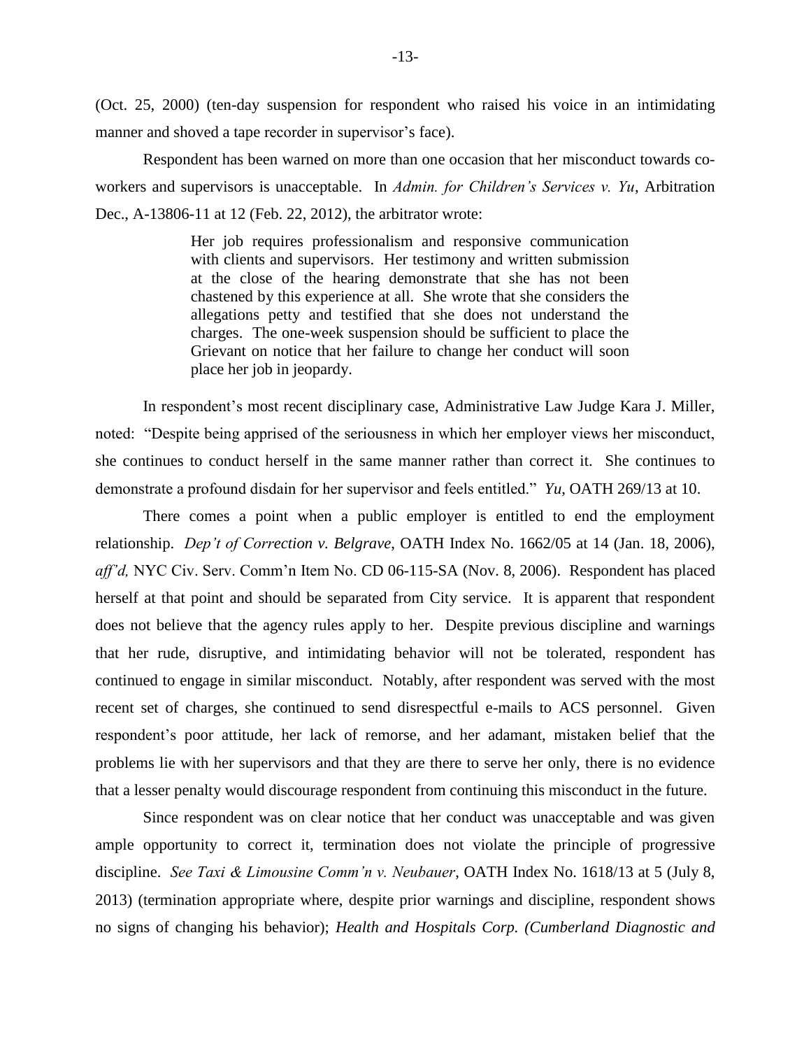(Oct. 25, 2000) (ten-day suspension for respondent who raised his voice in an intimidating manner and shoved a tape recorder in supervisor's face).

Respondent has been warned on more than one occasion that her misconduct towards co-workers and supervisors is unacceptable. In *Admin. for Children's Services v. Yu*, Arbitration Dec., A-13806-11 at 12 (Feb. 22, 2012), the arbitrator wrote:

> Her job requires professionalism and responsive communication with clients and supervisors. Her testimony and written submission at the close of the hearing demonstrate that she has not been chastened by this experience at all. She wrote that she considers the allegations petty and testified that she does not understand the charges. The one-week suspension should be sufficient to place the Grievant on notice that her failure to change her conduct will soon place her job in jeopardy.

In respondent's most recent disciplinary case, Administrative Law Judge Kara J. Miller, noted: "Despite being apprised of the seriousness in which her employer views her misconduct, she continues to conduct herself in the same manner rather than correct it. She continues to demonstrate a profound disdain for her supervisor and feels entitled." *Yu*, OATH 269/13 at 10.

There comes a point when a public employer is entitled to end the employment relationship. *Dep't of Correction v. Belgrave*, OATH Index No. 1662/05 at 14 (Jan. 18, 2006), *aff'd,* NYC Civ. Serv. Comm'n Item No. CD 06-115-SA (Nov. 8, 2006). Respondent has placed herself at that point and should be separated from City service. It is apparent that respondent does not believe that the agency rules apply to her. Despite previous discipline and warnings that her rude, disruptive, and intimidating behavior will not be tolerated, respondent has continued to engage in similar misconduct. Notably, after respondent was served with the most recent set of charges, she continued to send disrespectful e-mails to ACS personnel. Given respondent's poor attitude, her lack of remorse, and her adamant, mistaken belief that the problems lie with her supervisors and that they are there to serve her only, there is no evidence that a lesser penalty would discourage respondent from continuing this misconduct in the future.

Since respondent was on clear notice that her conduct was unacceptable and was given ample opportunity to correct it, termination does not violate the principle of progressive discipline. *See Taxi & Limousine Comm'n v. Neubauer*, OATH Index No. 1618/13 at 5 (July 8, 2013) (termination appropriate where, despite prior warnings and discipline, respondent shows no signs of changing his behavior); *Health and Hospitals Corp. (Cumberland Diagnostic and*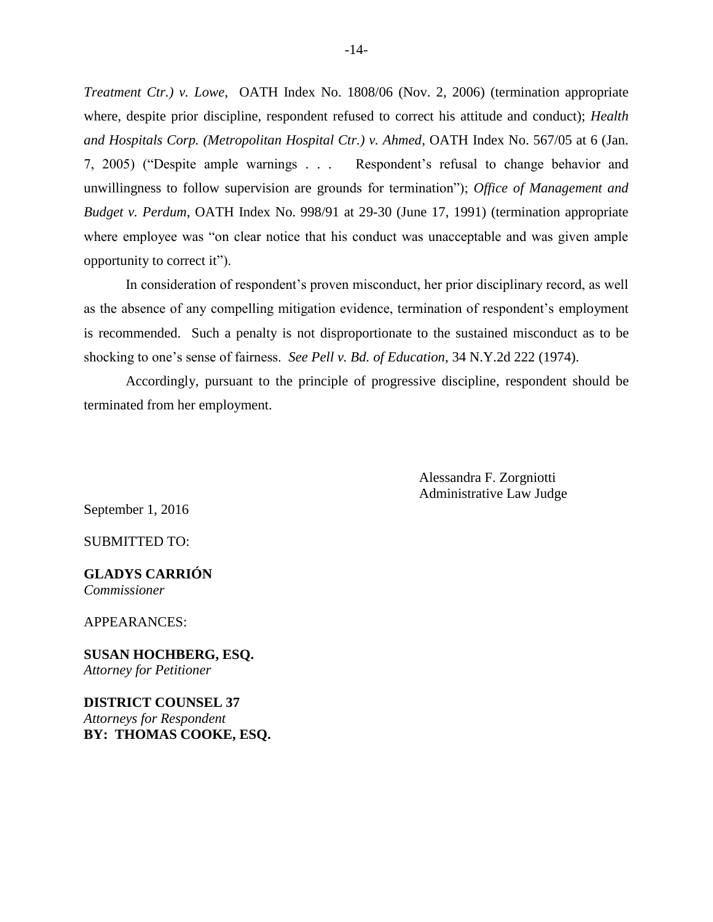*Treatment Ctr.) v. Lowe*, OATH Index No. 1808/06 (Nov. 2, 2006) (termination appropriate where, despite prior discipline, respondent refused to correct his attitude and conduct); *Health and Hospitals Corp. (Metropolitan Hospital Ctr.) v. Ahmed*, OATH Index No. 567/05 at 6 (Jan. 7, 2005) ("Despite ample warnings . . . Respondent's refusal to change behavior and unwillingness to follow supervision are grounds for termination"); *Office of Management and Budget v. Perdum*, OATH Index No. 998/91 at 29-30 (June 17, 1991) (termination appropriate where employee was "on clear notice that his conduct was unacceptable and was given ample opportunity to correct it").

In consideration of respondent's proven misconduct, her prior disciplinary record, as well as the absence of any compelling mitigation evidence, termination of respondent's employment is recommended. Such a penalty is not disproportionate to the sustained misconduct as to be shocking to one's sense of fairness. *See Pell v. Bd. of Education*, 34 N.Y.2d 222 (1974).

Accordingly, pursuant to the principle of progressive discipline, respondent should be terminated from her employment.

Alessandra F. Zorgniotti
Administrative Law Judge

September 1, 2016

SUBMITTED TO:

**GLADYS CARRIÓN**
*Commissioner*

APPEARANCES:

**SUSAN HOCHBERG, ESQ.**
*Attorney for Petitioner*

**DISTRICT COUNSEL 37**
*Attorneys for Respondent*
**BY: THOMAS COOKE, ESQ.**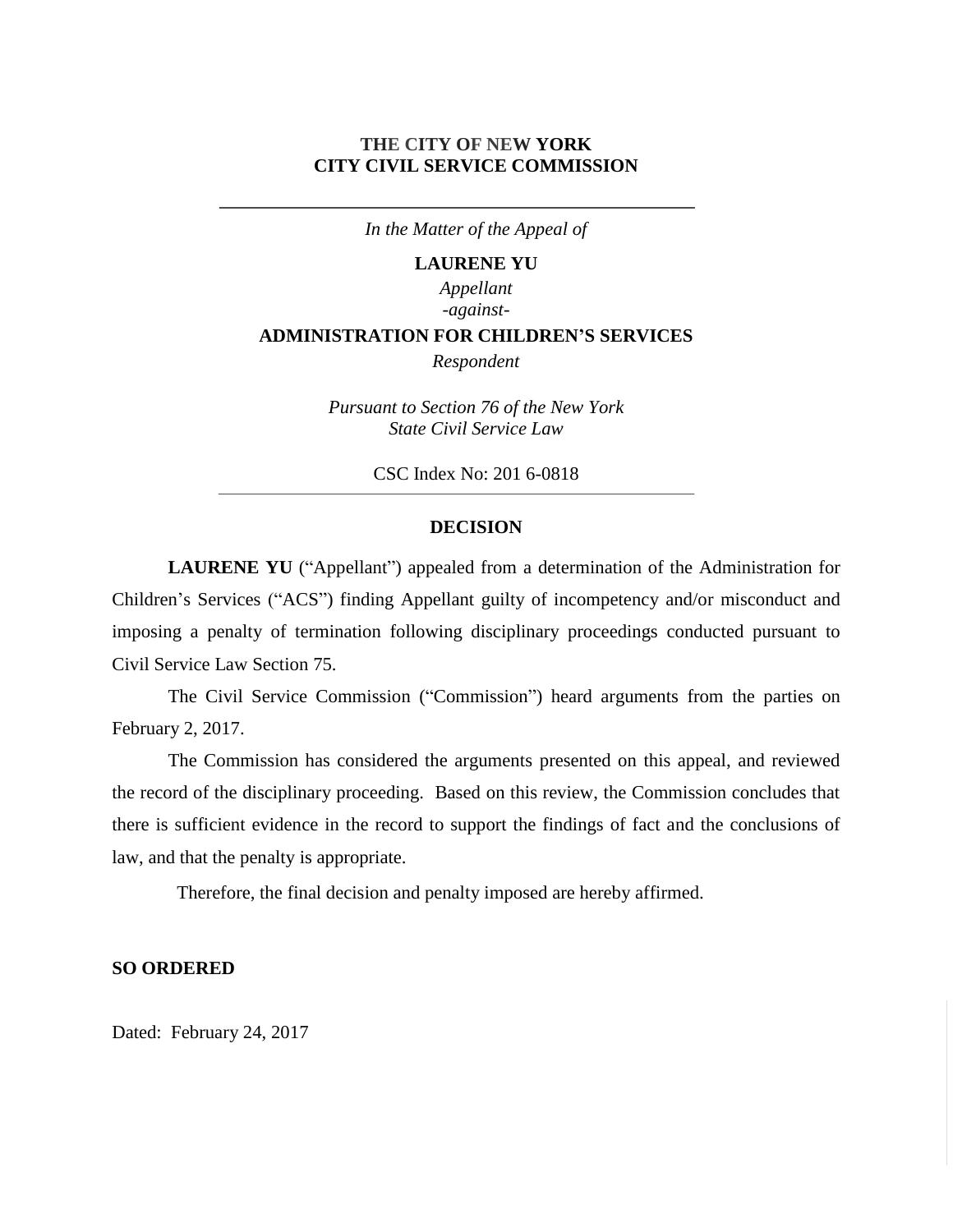**THE CITY OF NEW YORK**
**CITY CIVIL SERVICE COMMISSION**

---

*In the Matter of the Appeal of*

**LAURENE YU**

*Appellant*

*-against-*

**ADMINISTRATION FOR CHILDREN'S SERVICES**

*Respondent*

*Pursuant to Section 76 of the New York State Civil Service Law*

CSC Index No: 201 6-0818

---

## DECISION

**LAURENE YU** ("Appellant") appealed from a determination of the Administration for Children's Services ("ACS") finding Appellant guilty of incompetency and/or misconduct and imposing a penalty of termination following disciplinary proceedings conducted pursuant to Civil Service Law Section 75.

The Civil Service Commission ("Commission") heard arguments from the parties on February 2, 2017.

The Commission has considered the arguments presented on this appeal, and reviewed the record of the disciplinary proceeding. Based on this review, the Commission concludes that there is sufficient evidence in the record to support the findings of fact and the conclusions of law, and that the penalty is appropriate.

Therefore, the final decision and penalty imposed are hereby affirmed.

**SO ORDERED**

Dated: February 24, 2017